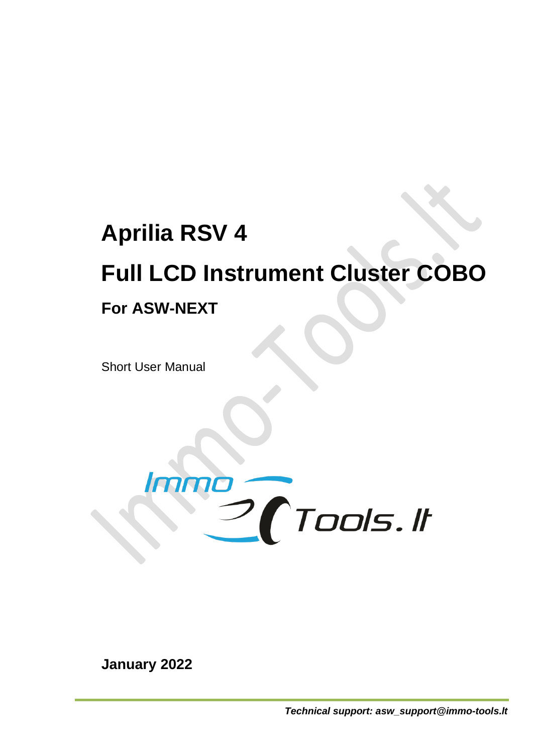# Aprilia RSV 4

# Full LCD Instrument Cluster COBO

## For ASW-NEXT

Short User Manual

**January 2022**

***Technical support: asw_support@immo-tools.lt***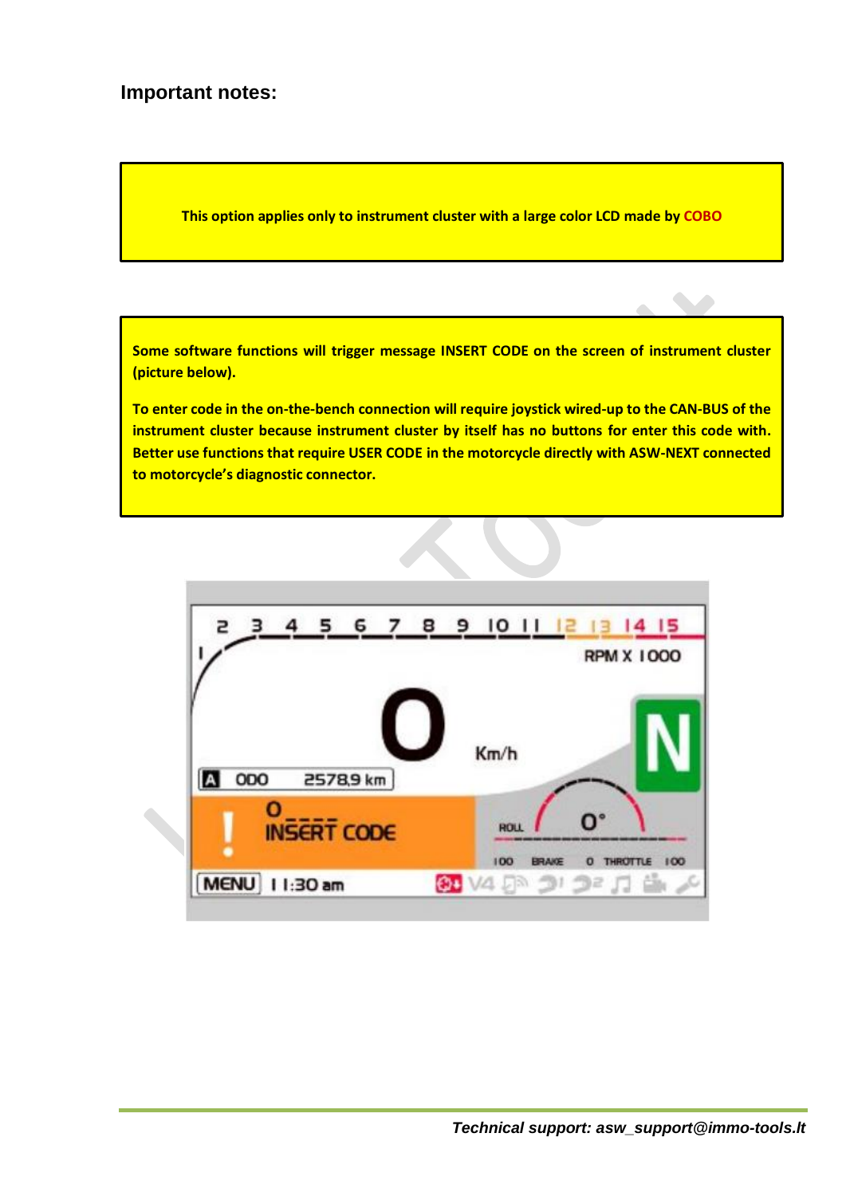## Important notes:

**This option applies only to instrument cluster with a large color LCD made by COBO**

**Some software functions will trigger message INSERT CODE on the screen of instrument cluster (picture below).**

**To enter code in the on-the-bench connection will require joystick wired-up to the CAN-BUS of the instrument cluster because instrument cluster by itself has no buttons for enter this code with. Better use functions that require USER CODE in the motorcycle directly with ASW-NEXT connected to motorcycle's diagnostic connector.**

*Technical support: asw_support@immo-tools.lt*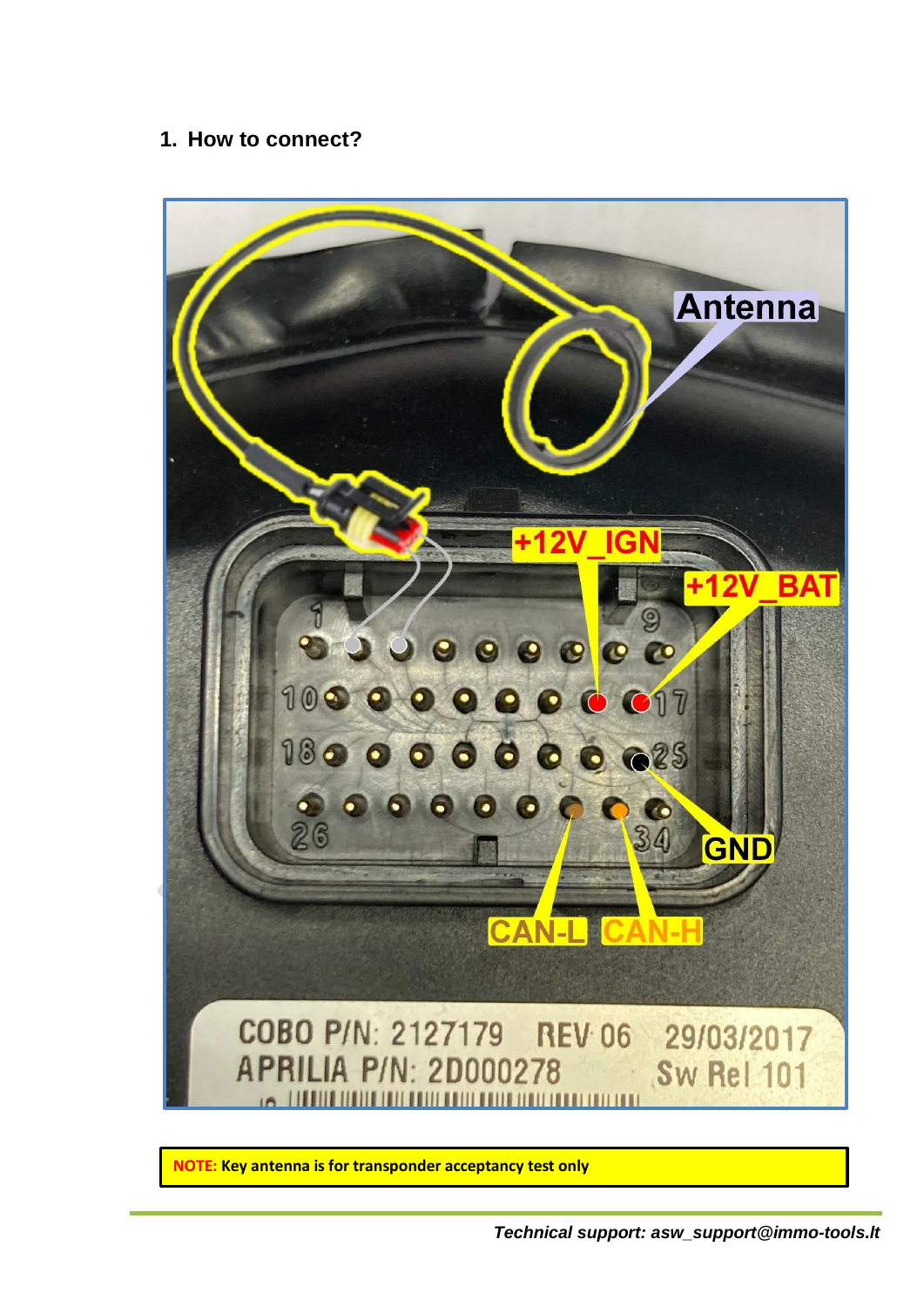## 1. How to connect?

**NOTE: Key antenna is for transponder acceptancy test only**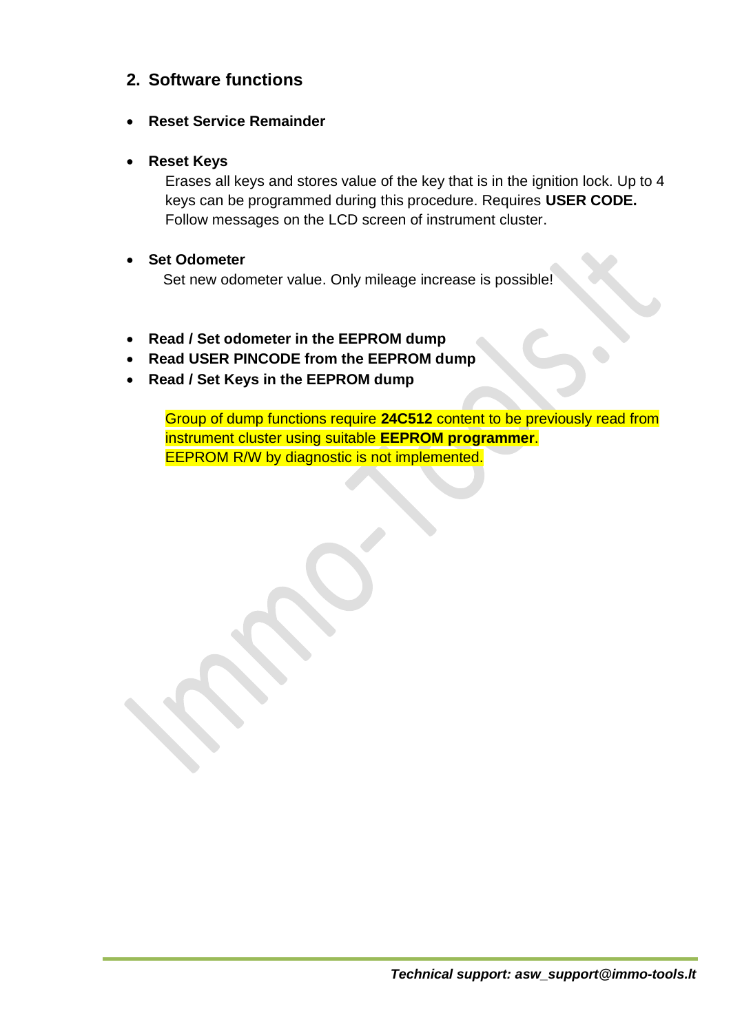## 2. Software functions

- **Reset Service Remainder**

- **Reset Keys**

  Erases all keys and stores value of the key that is in the ignition lock. Up to 4 keys can be programmed during this procedure. Requires **USER CODE.** Follow messages on the LCD screen of instrument cluster.

- **Set Odometer**

  Set new odometer value. Only mileage increase is possible!

- **Read / Set odometer in the EEPROM dump**
- **Read USER PINCODE from the EEPROM dump**
- **Read / Set Keys in the EEPROM dump**

  Group of dump functions require **24C512** content to be previously read from instrument cluster using suitable **EEPROM programmer**.
  EEPROM R/W by diagnostic is not implemented.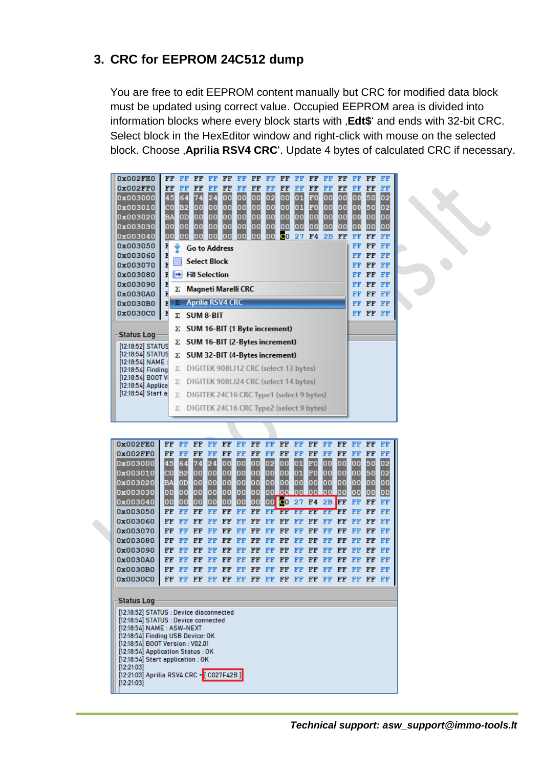## 3. CRC for EEPROM 24C512 dump

You are free to edit EEPROM content manually but CRC for modified data block must be updated using correct value. Occupied EEPROM area is divided into information blocks where every block starts with ‚**Edt$**' and ends with 32-bit CRC. Select block in the HexEditor window and right-click with mouse on the selected block. Choose ‚**Aprilia RSV4 CRC**'. Update 4 bytes of calculated CRC if necessary.

***Technical support: asw_support@immo-tools.lt***